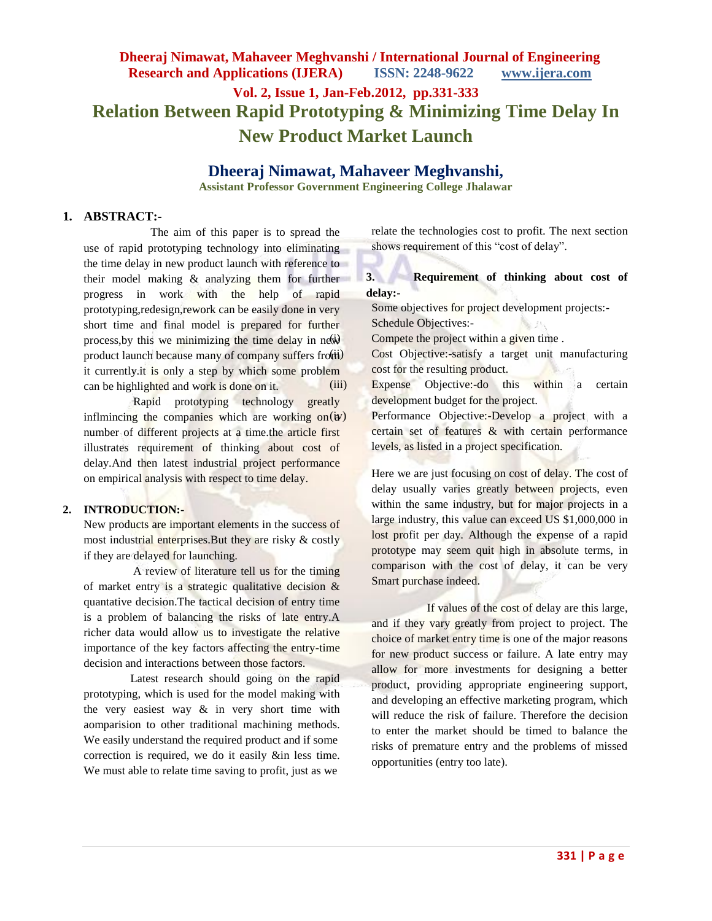# Relation Between Rapid Prototyping & Minimizing Time Delay In New Product Market Launch

**Dheeraj Nimawat, Mahaveer Meghvanshi,**

**Assistant Professor Government Engineering College Jhalawar**

## 1. ABSTRACT:-

The aim of this paper is to spread the use of rapid prototyping technology into eliminating the time delay in new product launch with reference to their model making & analyzing them for further progress in work with the help of rapid prototyping,redesign,rework can be easily done in very short time and final model is prepared for further process,by this we minimizing the time delay in new product launch because many of company suffers from it currently.it is only a step by which some problem can be highlighted and work is done on it.

Rapid prototyping technology greatly inflmincing the companies which are working on a number of different projects at a time.the article first illustrates requirement of thinking about cost of delay.And then latest industrial project performance on empirical analysis with respect to time delay.

## 2. INTRODUCTION:-

New products are important elements in the success of most industrial enterprises.But they are risky & costly if they are delayed for launching.

A review of literature tell us for the timing of market entry is a strategic qualitative decision & quantative decision.The tactical decision of entry time is a problem of balancing the risks of late entry.A richer data would allow us to investigate the relative importance of the key factors affecting the entry-time decision and interactions between those factors.

Latest research should going on the rapid prototyping, which is used for the model making with the very easiest way & in very short time with aomparision to other traditional machining methods. We easily understand the required product and if some correction is required, we do it easily &in less time. We must able to relate time saving to profit, just as we relate the technologies cost to profit. The next section shows requirement of this "cost of delay".

## 3. Requirement of thinking about cost of delay:-

Some objectives for project development projects:-

Schedule Objectives:-

(i) Compete the project within a given time .

(ii) Cost Objective:-satisfy a target unit manufacturing cost for the resulting product.

(iii) Expense Objective:-do this within a certain development budget for the project.

(iv) Performance Objective:-Develop a project with a certain set of features & with certain performance levels, as listed in a project specification.

Here we are just focusing on cost of delay. The cost of delay usually varies greatly between projects, even within the same industry, but for major projects in a large industry, this value can exceed US $1,000,000 in lost profit per day. Although the expense of a rapid prototype may seem quit high in absolute terms, in comparison with the cost of delay, it can be very Smart purchase indeed.

If values of the cost of delay are this large, and if they vary greatly from project to project. The choice of market entry time is one of the major reasons for new product success or failure. A late entry may allow for more investments for designing a better product, providing appropriate engineering support, and developing an effective marketing program, which will reduce the risk of failure. Therefore the decision to enter the market should be timed to balance the risks of premature entry and the problems of missed opportunities (entry too late).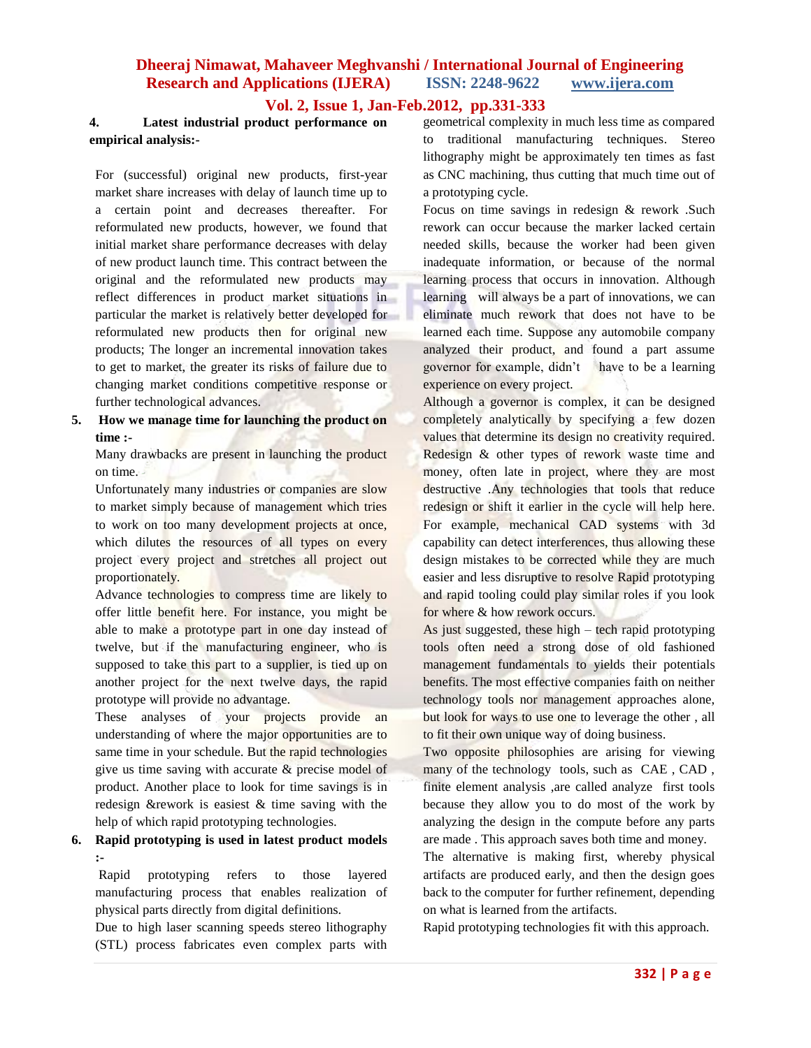**4. Latest industrial product performance on empirical analysis:-**

For (successful) original new products, first-year market share increases with delay of launch time up to a certain point and decreases thereafter. For reformulated new products, however, we found that initial market share performance decreases with delay of new product launch time. This contract between the original and the reformulated new products may reflect differences in product market situations in particular the market is relatively better developed for reformulated new products then for original new products; The longer an incremental innovation takes to get to market, the greater its risks of failure due to changing market conditions competitive response or further technological advances.

**5. How we manage time for launching the product on time :-**

Many drawbacks are present in launching the product on time.

Unfortunately many industries or companies are slow to market simply because of management which tries to work on too many development projects at once, which dilutes the resources of all types on every project every project and stretches all project out proportionately.

Advance technologies to compress time are likely to offer little benefit here. For instance, you might be able to make a prototype part in one day instead of twelve, but if the manufacturing engineer, who is supposed to take this part to a supplier, is tied up on another project for the next twelve days, the rapid prototype will provide no advantage.

These analyses of your projects provide an understanding of where the major opportunities are to same time in your schedule. But the rapid technologies give us time saving with accurate & precise model of product. Another place to look for time savings is in redesign &rework is easiest & time saving with the help of which rapid prototyping technologies.

**6. Rapid prototyping is used in latest product models :-**

Rapid prototyping refers to those layered manufacturing process that enables realization of physical parts directly from digital definitions.

Due to high laser scanning speeds stereo lithography (STL) process fabricates even complex parts with geometrical complexity in much less time as compared to traditional manufacturing techniques. Stereo lithography might be approximately ten times as fast as CNC machining, thus cutting that much time out of a prototyping cycle.

Focus on time savings in redesign & rework .Such rework can occur because the marker lacked certain needed skills, because the worker had been given inadequate information, or because of the normal learning process that occurs in innovation. Although learning will always be a part of innovations, we can eliminate much rework that does not have to be learned each time. Suppose any automobile company analyzed their product, and found a part assume governor for example, didn't have to be a learning experience on every project.

Although a governor is complex, it can be designed completely analytically by specifying a few dozen values that determine its design no creativity required. Redesign & other types of rework waste time and money, often late in project, where they are most destructive .Any technologies that tools that reduce redesign or shift it earlier in the cycle will help here. For example, mechanical CAD systems with 3d capability can detect interferences, thus allowing these design mistakes to be corrected while they are much easier and less disruptive to resolve Rapid prototyping and rapid tooling could play similar roles if you look for where & how rework occurs.

As just suggested, these high – tech rapid prototyping tools often need a strong dose of old fashioned management fundamentals to yields their potentials benefits. The most effective companies faith on neither technology tools nor management approaches alone, but look for ways to use one to leverage the other , all to fit their own unique way of doing business.

Two opposite philosophies are arising for viewing many of the technology tools, such as CAE , CAD , finite element analysis ,are called analyze first tools because they allow you to do most of the work by analyzing the design in the compute before any parts are made . This approach saves both time and money.

The alternative is making first, whereby physical artifacts are produced early, and then the design goes back to the computer for further refinement, depending on what is learned from the artifacts.

Rapid prototyping technologies fit with this approach.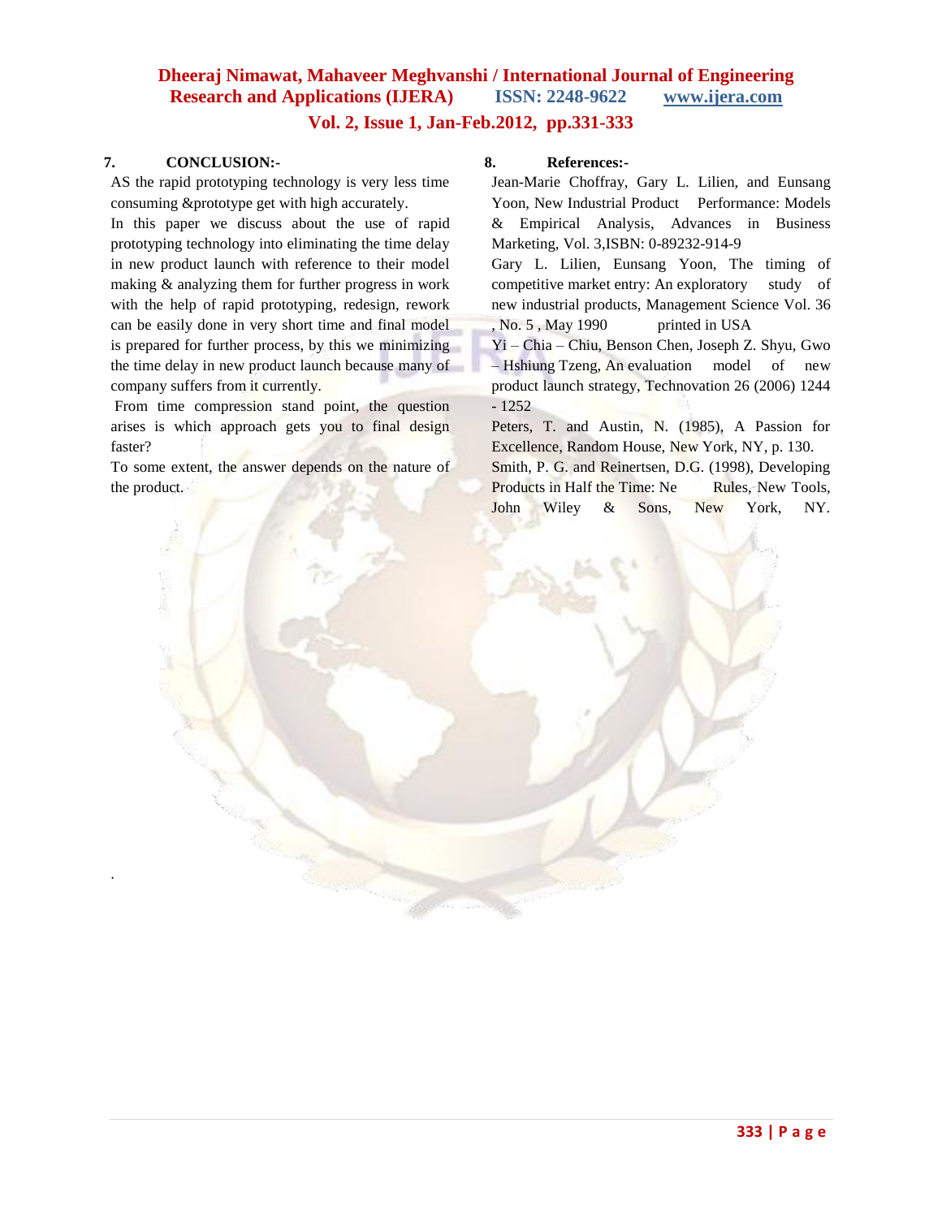## 7. CONCLUSION:-

AS the rapid prototyping technology is very less time consuming &prototype get with high accurately.

In this paper we discuss about the use of rapid prototyping technology into eliminating the time delay in new product launch with reference to their model making & analyzing them for further progress in work with the help of rapid prototyping, redesign, rework can be easily done in very short time and final model is prepared for further process, by this we minimizing the time delay in new product launch because many of company suffers from it currently.

From time compression stand point, the question arises is which approach gets you to final design faster?

To some extent, the answer depends on the nature of the product.

## 8. References:-

Jean-Marie Choffray, Gary L. Lilien, and Eunsang Yoon, New Industrial Product Performance: Models & Empirical Analysis, Advances in Business Marketing, Vol. 3,ISBN: 0-89232-914-9

Gary L. Lilien, Eunsang Yoon, The timing of competitive market entry: An exploratory study of new industrial products, Management Science Vol. 36 , No. 5 , May 1990 printed in USA

Yi – Chia – Chiu, Benson Chen, Joseph Z. Shyu, Gwo – Hshiung Tzeng, An evaluation model of new product launch strategy, Technovation 26 (2006) 1244 - 1252

Peters, T. and Austin, N. (1985), A Passion for Excellence, Random House, New York, NY, p. 130.

Smith, P. G. and Reinertsen, D.G. (1998), Developing Products in Half the Time: Ne Rules, New Tools, John Wiley & Sons, New York, NY.